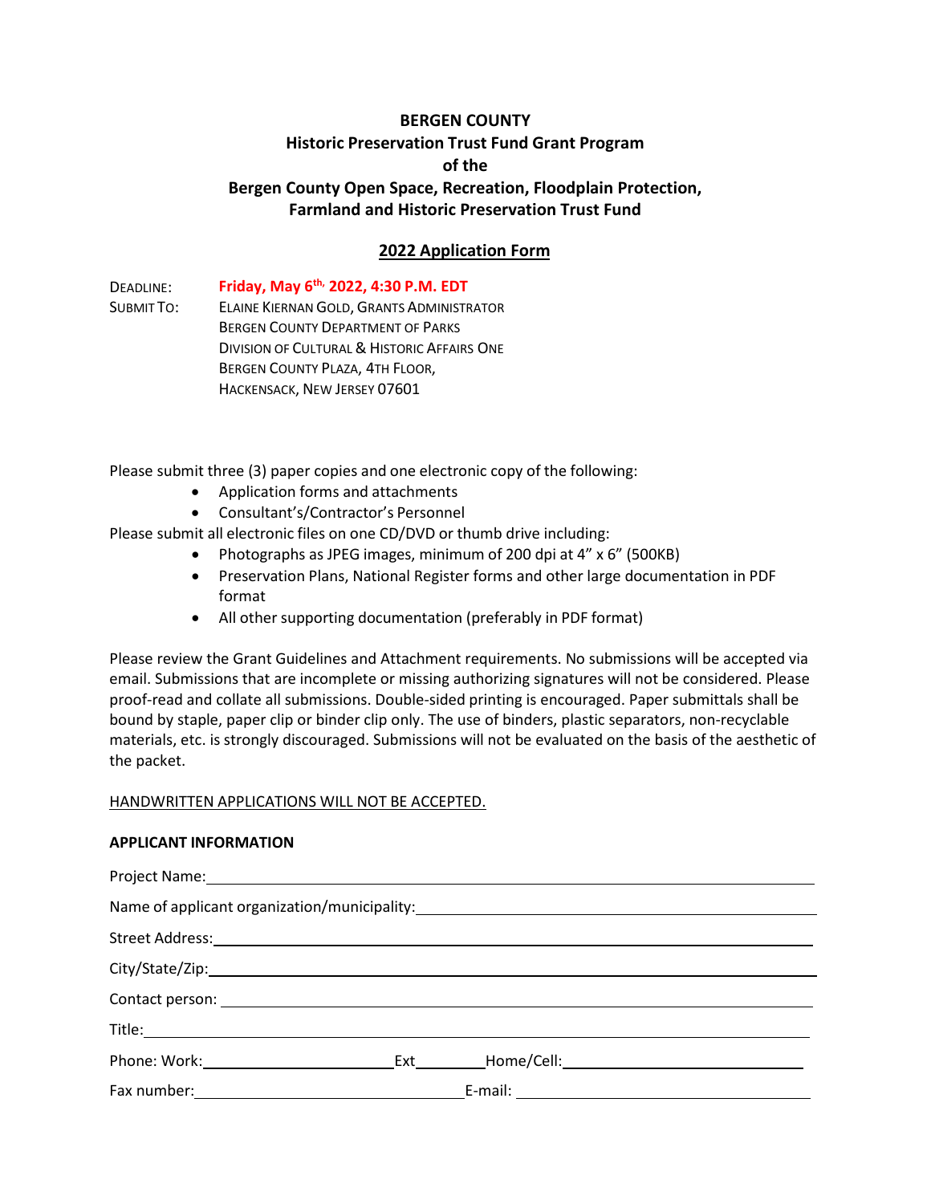# BERGEN COUNTY

## Historic Preservation Trust Fund Grant Program
## of the
## Bergen County Open Space, Recreation, Floodplain Protection, Farmland and Historic Preservation Trust Fund

## 2022 Application Form

DEADLINE: **Friday, May 6th, 2022, 4:30 P.M. EDT**

SUBMIT TO: ELAINE KIERNAN GOLD, GRANTS ADMINISTRATOR
BERGEN COUNTY DEPARTMENT OF PARKS
DIVISION OF CULTURAL & HISTORIC AFFAIRS ONE
BERGEN COUNTY PLAZA, 4TH FLOOR,
HACKENSACK, NEW JERSEY 07601

Please submit three (3) paper copies and one electronic copy of the following:

- Application forms and attachments
- Consultant's/Contractor's Personnel

Please submit all electronic files on one CD/DVD or thumb drive including:

- Photographs as JPEG images, minimum of 200 dpi at 4" x 6" (500KB)
- Preservation Plans, National Register forms and other large documentation in PDF format
- All other supporting documentation (preferably in PDF format)

Please review the Grant Guidelines and Attachment requirements. No submissions will be accepted via email. Submissions that are incomplete or missing authorizing signatures will not be considered. Please proof-read and collate all submissions. Double-sided printing is encouraged. Paper submittals shall be bound by staple, paper clip or binder clip only. The use of binders, plastic separators, non-recyclable materials, etc. is strongly discouraged. Submissions will not be evaluated on the basis of the aesthetic of the packet.

HANDWRITTEN APPLICATIONS WILL NOT BE ACCEPTED.

**APPLICANT INFORMATION**

Project Name: ____________________

Name of applicant organization/municipality: ____________________

Street Address: ____________________

City/State/Zip: ____________________

Contact person: ____________________

Title: ____________________

Phone: Work: ____________ Ext ______ Home/Cell: ____________

Fax number: ____________ E-mail: ____________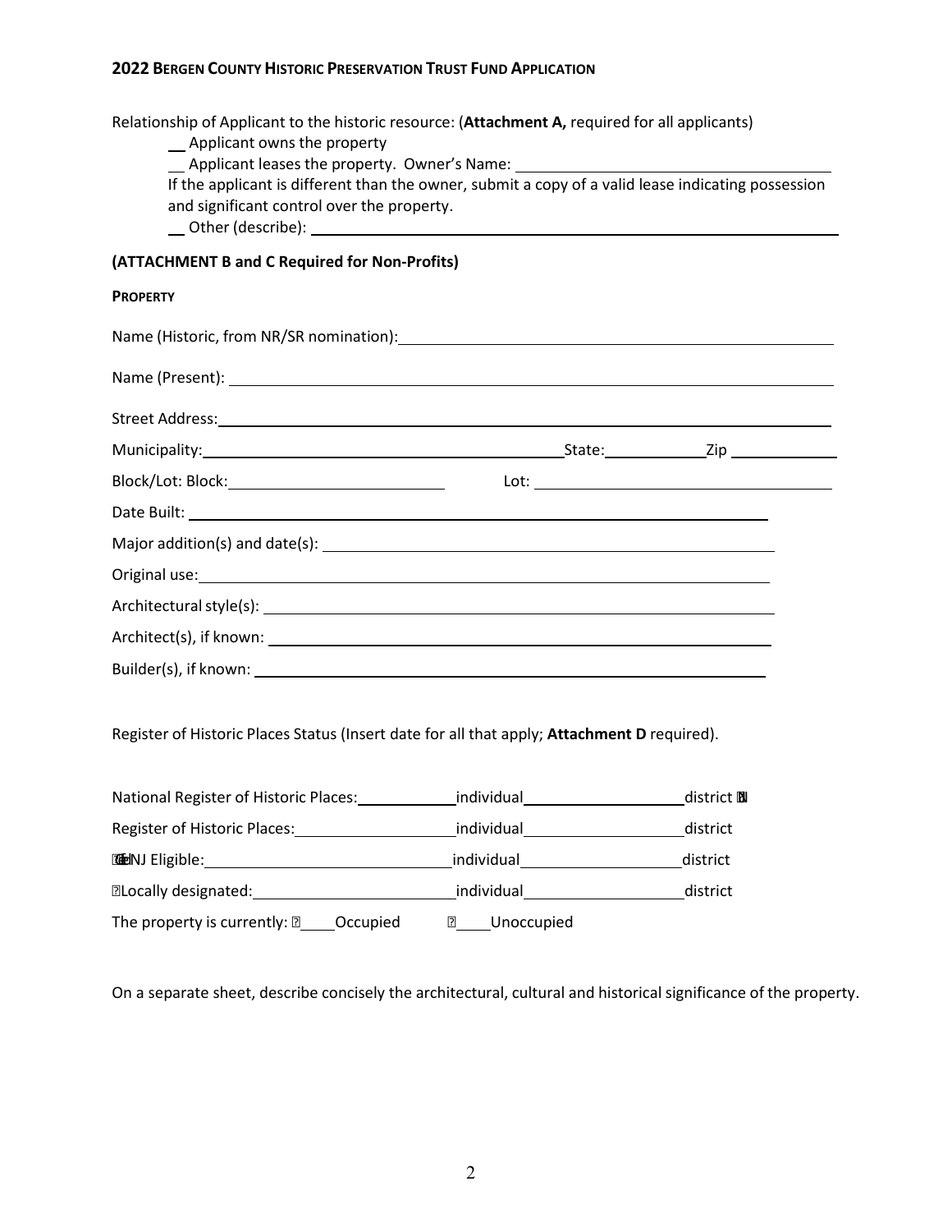**2022 BERGEN COUNTY HISTORIC PRESERVATION TRUST FUND APPLICATION**

Relationship of Applicant to the historic resource: (**Attachment A,** required for all applicants)

\_\_ Applicant owns the property

\_\_ Applicant leases the property. Owner's Name: \_\_\_\_\_\_\_\_\_\_\_\_\_\_\_\_\_\_\_\_\_\_\_\_\_\_\_\_\_\_

If the applicant is different than the owner, submit a copy of a valid lease indicating possession and significant control over the property.

\_\_ Other (describe): \_\_\_\_\_\_\_\_\_\_\_\_\_\_\_\_\_\_\_\_\_\_\_\_\_\_\_\_\_\_\_\_\_\_\_\_\_\_\_\_\_\_\_\_\_\_\_\_

**(ATTACHMENT B and C Required for Non-Profits)**

**PROPERTY**

Name (Historic, from NR/SR nomination): \_\_\_\_\_\_\_\_\_\_\_\_\_\_\_\_\_\_\_\_\_\_\_\_\_\_\_\_\_\_\_\_\_\_\_\_\_\_\_\_

Name (Present): \_\_\_\_\_\_\_\_\_\_\_\_\_\_\_\_\_\_\_\_\_\_\_\_\_\_\_\_\_\_\_\_\_\_\_\_\_\_\_\_\_\_\_\_\_\_\_\_\_\_\_\_\_\_\_\_

Street Address: \_\_\_\_\_\_\_\_\_\_\_\_\_\_\_\_\_\_\_\_\_\_\_\_\_\_\_\_\_\_\_\_\_\_\_\_\_\_\_\_\_\_\_\_\_\_\_\_\_\_\_\_\_\_\_\_

Municipality: \_\_\_\_\_\_\_\_\_\_\_\_\_\_\_\_\_\_\_\_\_\_\_\_\_\_\_\_\_\_\_\_ State: \_\_\_\_\_\_\_\_\_\_ Zip \_\_\_\_\_\_\_\_\_\_

Block/Lot: Block: \_\_\_\_\_\_\_\_\_\_\_\_\_\_\_\_\_\_\_\_ Lot: \_\_\_\_\_\_\_\_\_\_\_\_\_\_\_\_\_\_\_\_\_\_\_\_\_\_\_\_

Date Built: \_\_\_\_\_\_\_\_\_\_\_\_\_\_\_\_\_\_\_\_\_\_\_\_\_\_\_\_\_\_\_\_\_\_\_\_\_\_\_\_\_\_\_\_\_\_\_\_\_\_\_\_\_\_\_\_

Major addition(s) and date(s): \_\_\_\_\_\_\_\_\_\_\_\_\_\_\_\_\_\_\_\_\_\_\_\_\_\_\_\_\_\_\_\_\_\_\_\_\_\_\_\_\_\_\_\_

Original use: \_\_\_\_\_\_\_\_\_\_\_\_\_\_\_\_\_\_\_\_\_\_\_\_\_\_\_\_\_\_\_\_\_\_\_\_\_\_\_\_\_\_\_\_\_\_\_\_\_\_\_\_\_\_\_\_

Architectural style(s): \_\_\_\_\_\_\_\_\_\_\_\_\_\_\_\_\_\_\_\_\_\_\_\_\_\_\_\_\_\_\_\_\_\_\_\_\_\_\_\_\_\_\_\_\_\_\_\_\_\_

Architect(s), if known: \_\_\_\_\_\_\_\_\_\_\_\_\_\_\_\_\_\_\_\_\_\_\_\_\_\_\_\_\_\_\_\_\_\_\_\_\_\_\_\_\_\_\_\_\_\_\_\_\_

Builder(s), if known: \_\_\_\_\_\_\_\_\_\_\_\_\_\_\_\_\_\_\_\_\_\_\_\_\_\_\_\_\_\_\_\_\_\_\_\_\_\_\_\_\_\_\_\_\_\_\_\_\_\_

Register of Historic Places Status (Insert date for all that apply; **Attachment D** required).

National Register of Historic Places: \_\_\_\_\_\_\_\_ individual \_\_\_\_\_\_\_\_\_\_\_\_ district

Register of Historic Places: \_\_\_\_\_\_\_\_\_\_\_\_ individual \_\_\_\_\_\_\_\_\_\_\_\_ district

NJ Eligible: \_\_\_\_\_\_\_\_\_\_\_\_\_\_\_\_\_\_\_\_ individual \_\_\_\_\_\_\_\_\_\_\_\_ district

Locally designated: \_\_\_\_\_\_\_\_\_\_\_\_\_\_\_ individual \_\_\_\_\_\_\_\_\_\_\_\_ district

The property is currently: \_\_\_\_ Occupied \_\_\_\_ Unoccupied

On a separate sheet, describe concisely the architectural, cultural and historical significance of the property.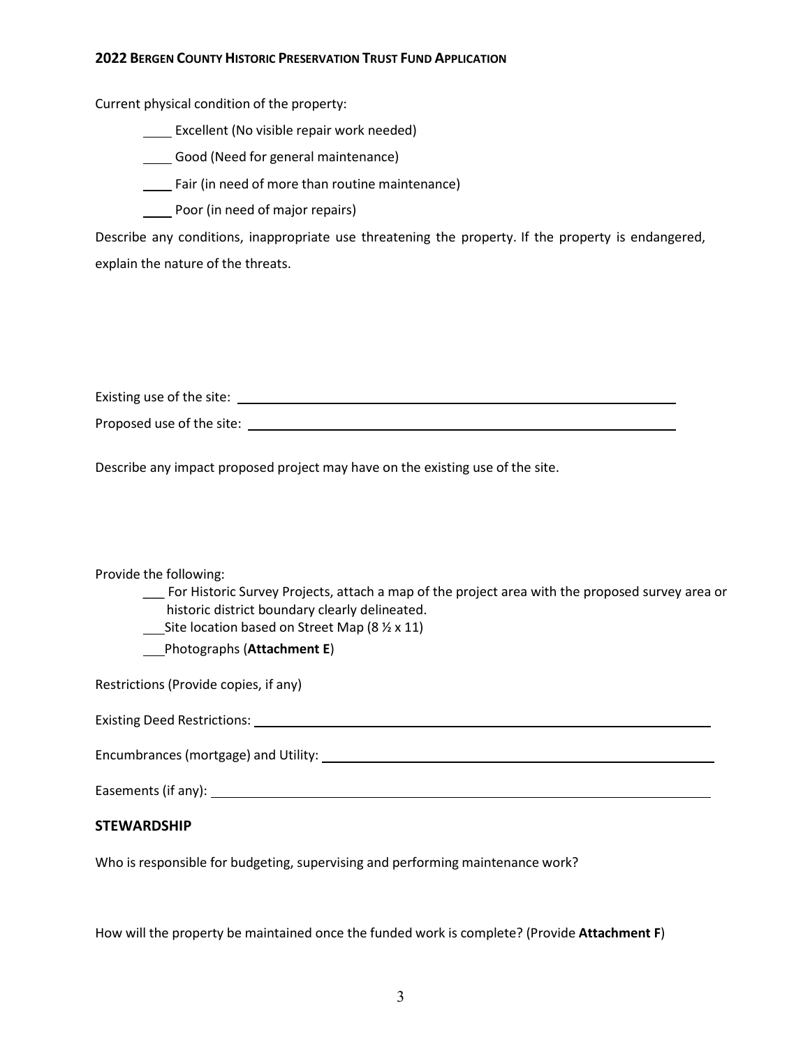Current physical condition of the property:

____ Excellent (No visible repair work needed)

____ Good (Need for general maintenance)

____ Fair (in need of more than routine maintenance)

____ Poor (in need of major repairs)

Describe any conditions, inappropriate use threatening the property. If the property is endangered, explain the nature of the threats.

Existing use of the site: ______________________________________________

Proposed use of the site: ______________________________________________

Describe any impact proposed project may have on the existing use of the site.

Provide the following:

___ For Historic Survey Projects, attach a map of the project area with the proposed survey area or historic district boundary clearly delineated.

___ Site location based on Street Map (8 ½ x 11)

___ Photographs (**Attachment E**)

Restrictions (Provide copies, if any)

Existing Deed Restrictions: ______________________________________________

Encumbrances (mortgage) and Utility: ______________________________________________

Easements (if any): ______________________________________________

## STEWARDSHIP

Who is responsible for budgeting, supervising and performing maintenance work?

How will the property be maintained once the funded work is complete? (Provide **Attachment F**)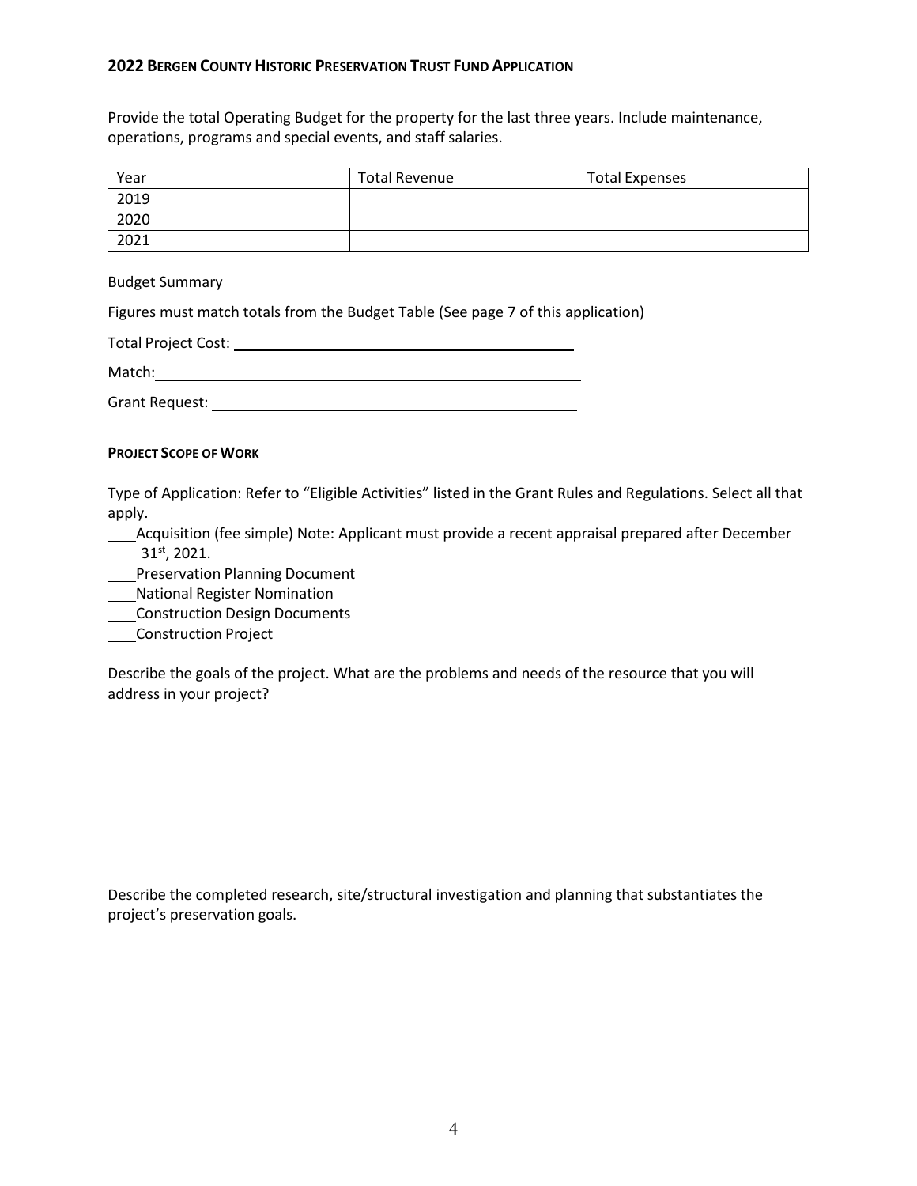Provide the total Operating Budget for the property for the last three years. Include maintenance, operations, programs and special events, and staff salaries.

| Year | Total Revenue | Total Expenses |
| --- | --- | --- |
| 2019 | | |
| 2020 | | |
| 2021 | | |

Budget Summary

Figures must match totals from the Budget Table (See page 7 of this application)

Total Project Cost: ______________________________________

Match: ______________________________________

Grant Request: ______________________________________

**PROJECT SCOPE OF WORK**

Type of Application: Refer to "Eligible Activities" listed in the Grant Rules and Regulations. Select all that apply.

___ Acquisition (fee simple) Note: Applicant must provide a recent appraisal prepared after December 31st, 2021.

___ Preservation Planning Document

___ National Register Nomination

___ Construction Design Documents

___ Construction Project

Describe the goals of the project. What are the problems and needs of the resource that you will address in your project?

Describe the completed research, site/structural investigation and planning that substantiates the project's preservation goals.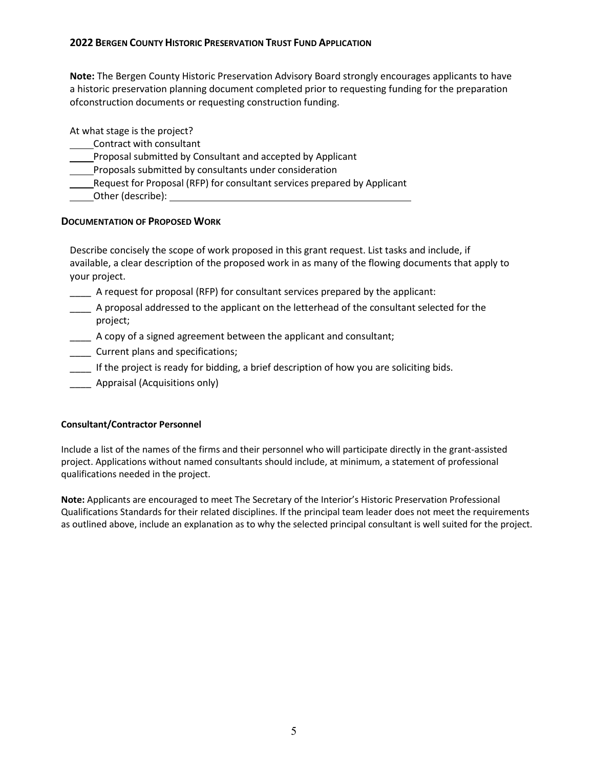**Note:** The Bergen County Historic Preservation Advisory Board strongly encourages applicants to have a historic preservation planning document completed prior to requesting funding for the preparation ofconstruction documents or requesting construction funding.

At what stage is the project?

_____Contract with consultant
_____Proposal submitted by Consultant and accepted by Applicant
_____Proposals submitted by consultants under consideration
_____Request for Proposal (RFP) for consultant services prepared by Applicant
_____Other (describe): ______________________________________________

## DOCUMENTATION OF PROPOSED WORK

Describe concisely the scope of work proposed in this grant request. List tasks and include, if available, a clear description of the proposed work in as many of the flowing documents that apply to your project.

____ A request for proposal (RFP) for consultant services prepared by the applicant:
____ A proposal addressed to the applicant on the letterhead of the consultant selected for the project;
____ A copy of a signed agreement between the applicant and consultant;
____ Current plans and specifications;
____ If the project is ready for bidding, a brief description of how you are soliciting bids.
____ Appraisal (Acquisitions only)

### Consultant/Contractor Personnel

Include a list of the names of the firms and their personnel who will participate directly in the grant-assisted project. Applications without named consultants should include, at minimum, a statement of professional qualifications needed in the project.

**Note:** Applicants are encouraged to meet The Secretary of the Interior's Historic Preservation Professional Qualifications Standards for their related disciplines. If the principal team leader does not meet the requirements as outlined above, include an explanation as to why the selected principal consultant is well suited for the project.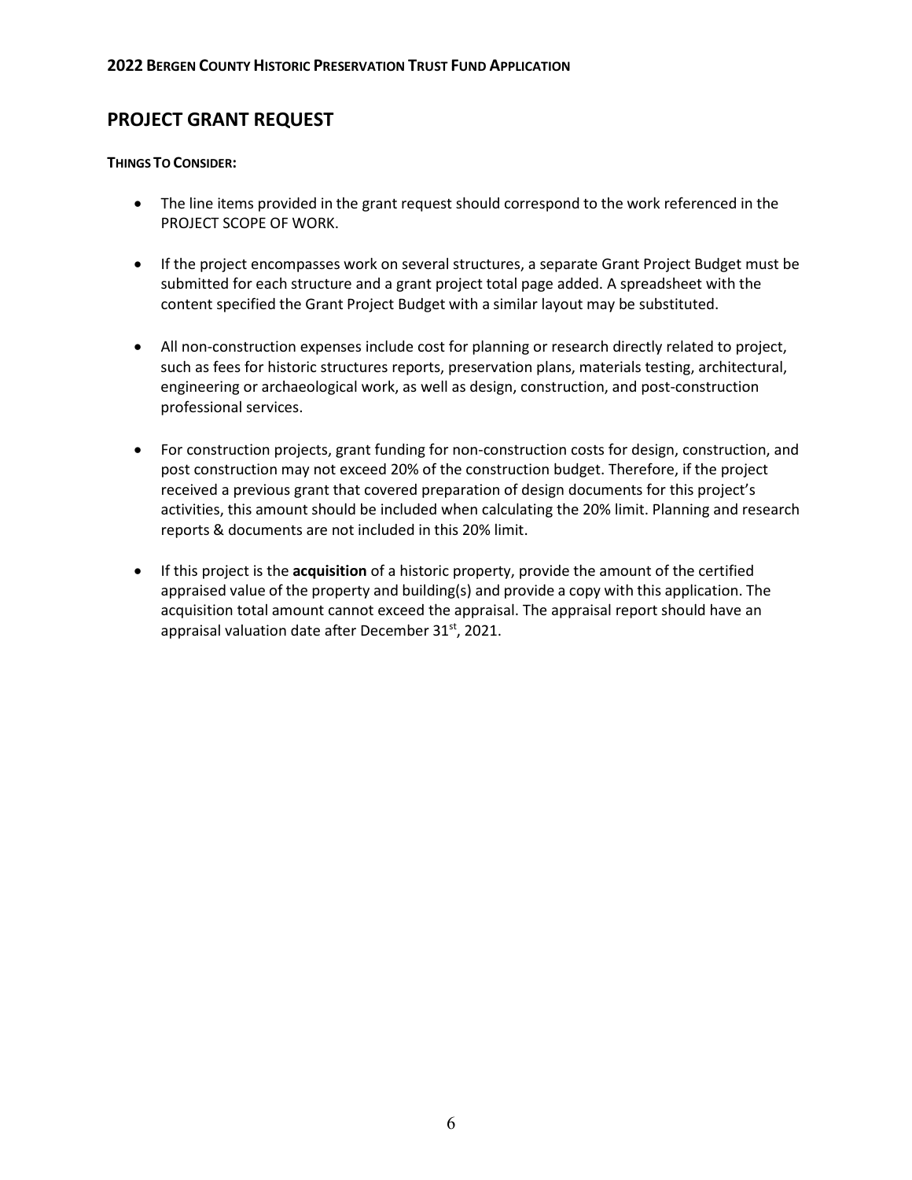## PROJECT GRANT REQUEST

**THINGS TO CONSIDER:**

- The line items provided in the grant request should correspond to the work referenced in the PROJECT SCOPE OF WORK.
- If the project encompasses work on several structures, a separate Grant Project Budget must be submitted for each structure and a grant project total page added. A spreadsheet with the content specified the Grant Project Budget with a similar layout may be substituted.
- All non-construction expenses include cost for planning or research directly related to project, such as fees for historic structures reports, preservation plans, materials testing, architectural, engineering or archaeological work, as well as design, construction, and post-construction professional services.
- For construction projects, grant funding for non-construction costs for design, construction, and post construction may not exceed 20% of the construction budget. Therefore, if the project received a previous grant that covered preparation of design documents for this project's activities, this amount should be included when calculating the 20% limit. Planning and research reports & documents are not included in this 20% limit.
- If this project is the **acquisition** of a historic property, provide the amount of the certified appraised value of the property and building(s) and provide a copy with this application. The acquisition total amount cannot exceed the appraisal. The appraisal report should have an appraisal valuation date after December 31st, 2021.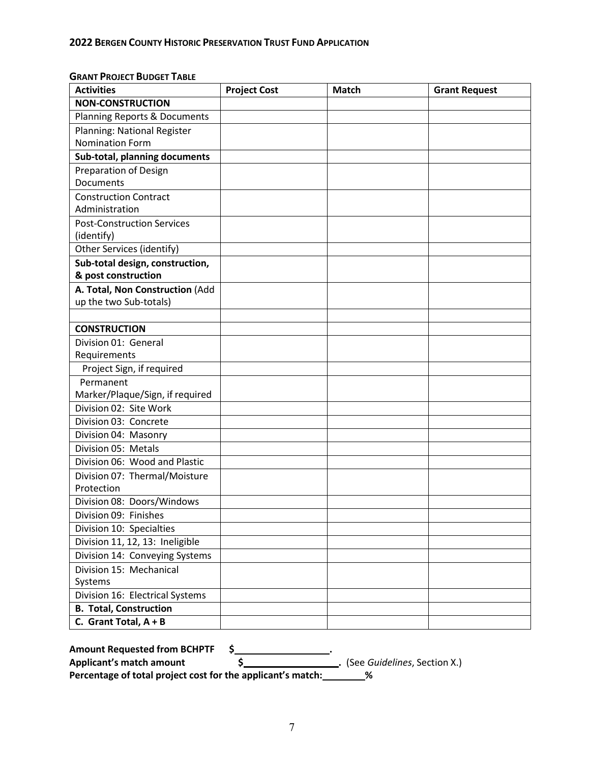**GRANT PROJECT BUDGET TABLE**

| Activities | Project Cost | Match | Grant Request |
|---|---|---|---|
| **NON-CONSTRUCTION** | | | |
| Planning Reports & Documents | | | |
| Planning: National Register Nomination Form | | | |
| **Sub-total, planning documents** | | | |
| Preparation of Design Documents | | | |
| Construction Contract Administration | | | |
| Post-Construction Services (identify) | | | |
| Other Services (identify) | | | |
| **Sub-total design, construction, & post construction** | | | |
| **A. Total, Non Construction** (Add up the two Sub-totals) | | | |
| | | | |
| **CONSTRUCTION** | | | |
| Division 01: General Requirements | | | |
| Project Sign, if required | | | |
| Permanent Marker/Plaque/Sign, if required | | | |
| Division 02: Site Work | | | |
| Division 03: Concrete | | | |
| Division 04: Masonry | | | |
| Division 05: Metals | | | |
| Division 06: Wood and Plastic | | | |
| Division 07: Thermal/Moisture Protection | | | |
| Division 08: Doors/Windows | | | |
| Division 09: Finishes | | | |
| Division 10: Specialties | | | |
| Division 11, 12, 13: Ineligible | | | |
| Division 14: Conveying Systems | | | |
| Division 15: Mechanical Systems | | | |
| Division 16: Electrical Systems | | | |
| **B. Total, Construction** | | | |
| **C. Grant Total, A + B** | | | |

**Amount Requested from BCHPTF $\_\_\_\_\_\_\_\_\_\_\_\_\_\_\_\_\_\_.**

**Applicant's match amount $\_\_\_\_\_\_\_\_\_\_\_\_\_\_\_\_\_\_.** (See *Guidelines*, Section X.)

**Percentage of total project cost for the applicant's match:\_\_\_\_\_\_\_\_%**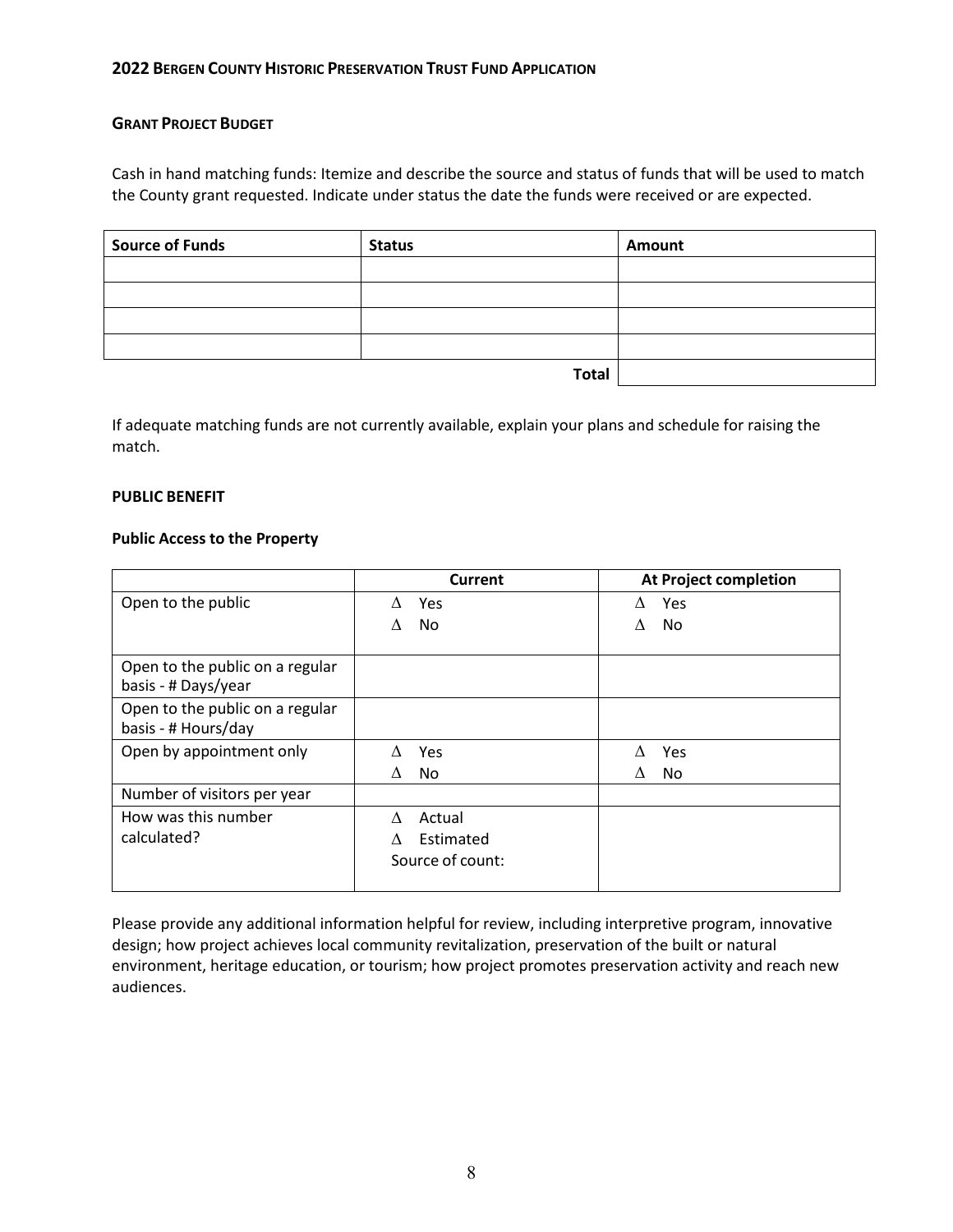**2022 BERGEN COUNTY HISTORIC PRESERVATION TRUST FUND APPLICATION**

## GRANT PROJECT BUDGET

Cash in hand matching funds: Itemize and describe the source and status of funds that will be used to match the County grant requested. Indicate under status the date the funds were received or are expected.

| Source of Funds | Status | Amount |
|---|---|---|
| | | |
| | | |
| | | |
| | | |
| | **Total** | |

If adequate matching funds are not currently available, explain your plans and schedule for raising the match.

## PUBLIC BENEFIT

### Public Access to the Property

| | Current | At Project completion |
|---|---|---|
| Open to the public | Δ Yes<br>Δ No | Δ Yes<br>Δ No |
| Open to the public on a regular basis - # Days/year | | |
| Open to the public on a regular basis - # Hours/day | | |
| Open by appointment only | Δ Yes<br>Δ No | Δ Yes<br>Δ No |
| Number of visitors per year | | |
| How was this number calculated? | Δ Actual<br>Δ Estimated<br>Source of count: | |

Please provide any additional information helpful for review, including interpretive program, innovative design; how project achieves local community revitalization, preservation of the built or natural environment, heritage education, or tourism; how project promotes preservation activity and reach new audiences.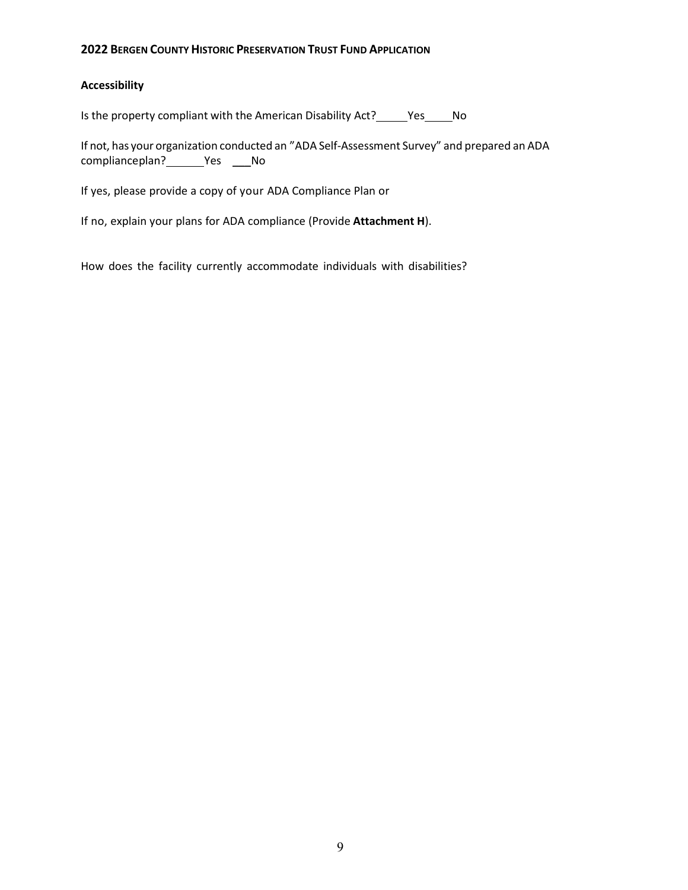## Accessibility

Is the property compliant with the American Disability Act?_____Yes_____No

If not, has your organization conducted an "ADA Self-Assessment Survey" and prepared an ADA complianceplan?_______Yes ___No

If yes, please provide a copy of your ADA Compliance Plan or

If no, explain your plans for ADA compliance (Provide **Attachment H**).

How does the facility currently accommodate individuals with disabilities?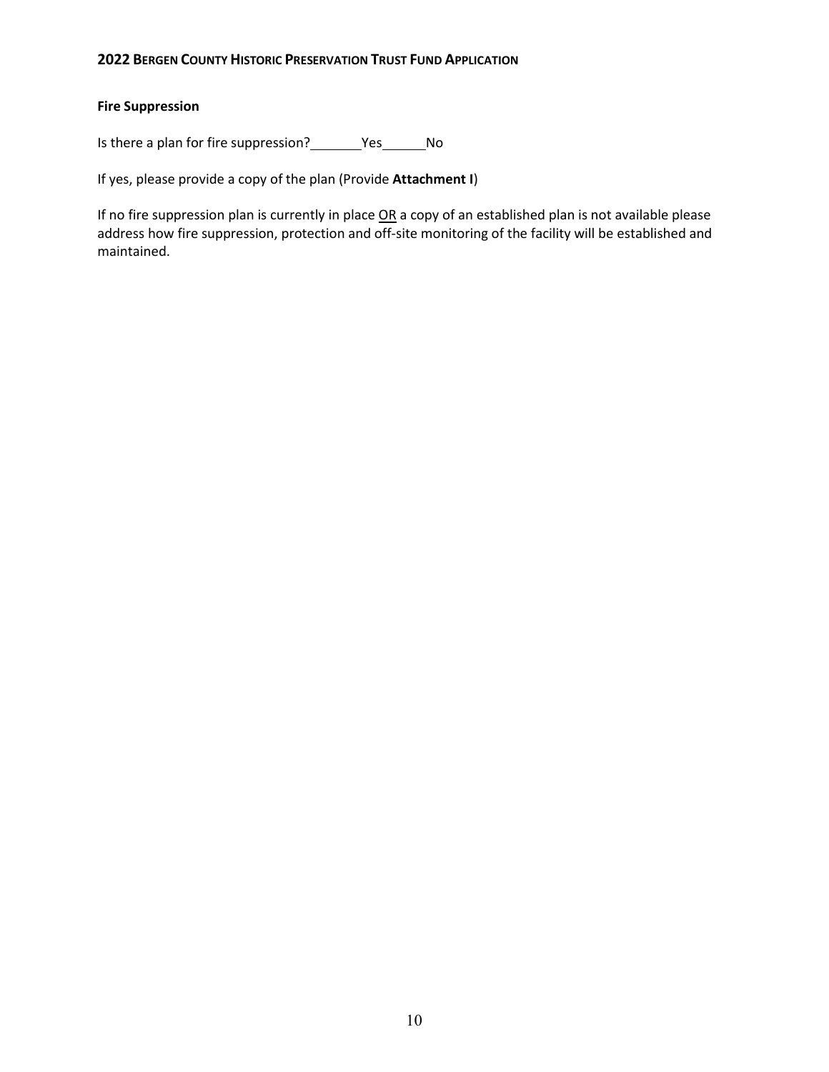### Fire Suppression

Is there a plan for fire suppression? \_\_\_\_\_\_\_ Yes \_\_\_\_\_\_ No

If yes, please provide a copy of the plan (Provide **Attachment I**)

If no fire suppression plan is currently in place <u>OR</u> a copy of an established plan is not available please address how fire suppression, protection and off-site monitoring of the facility will be established and maintained.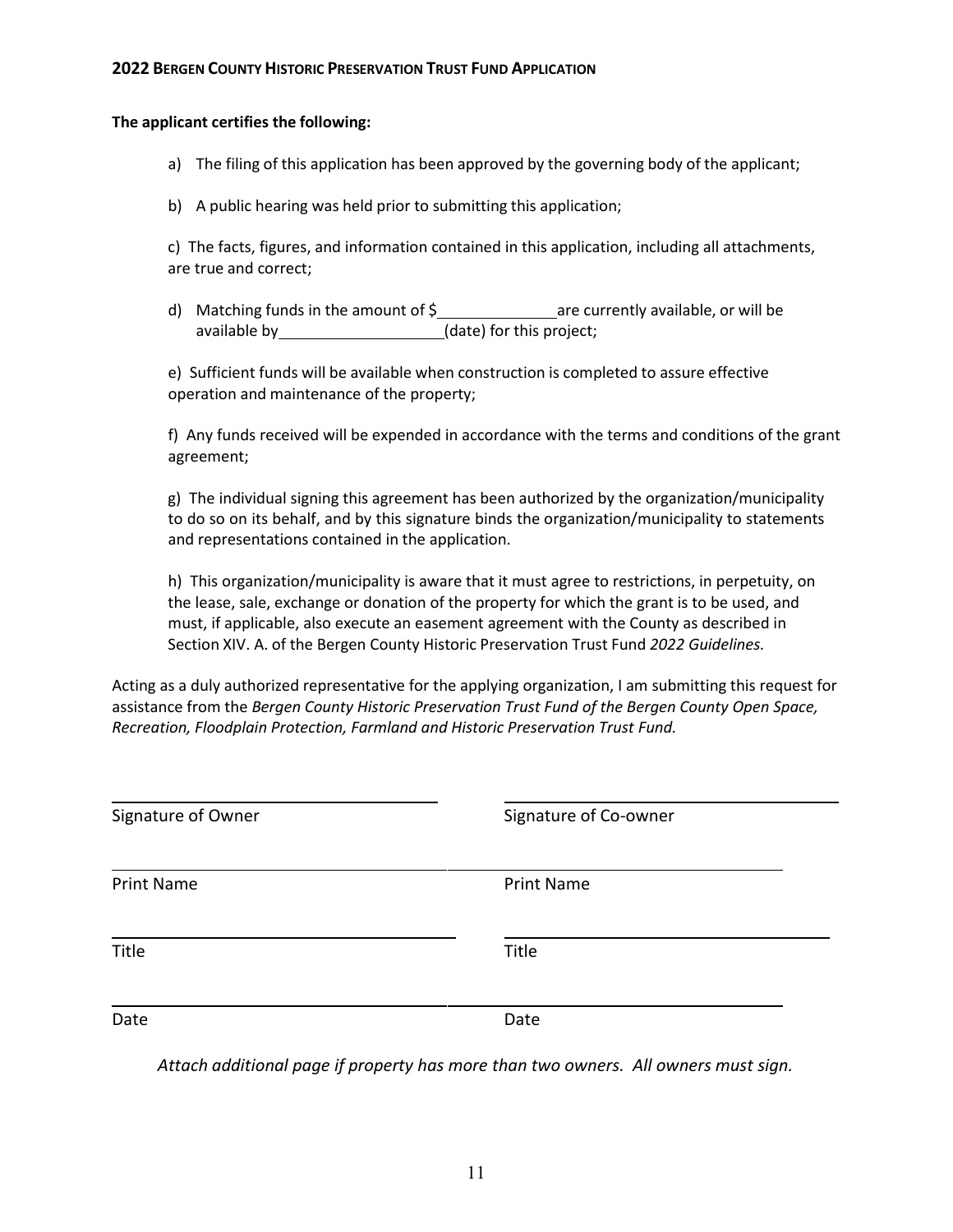**The applicant certifies the following:**

a) The filing of this application has been approved by the governing body of the applicant;

b) A public hearing was held prior to submitting this application;

c) The facts, figures, and information contained in this application, including all attachments, are true and correct;

d) Matching funds in the amount of $\_\_\_\_\_\_\_\_\_\_\_\_\_\_ are currently available, or will be available by \_\_\_\_\_\_\_\_\_\_\_\_\_\_\_\_\_\_\_\_(date) for this project;

e) Sufficient funds will be available when construction is completed to assure effective operation and maintenance of the property;

f) Any funds received will be expended in accordance with the terms and conditions of the grant agreement;

g) The individual signing this agreement has been authorized by the organization/municipality to do so on its behalf, and by this signature binds the organization/municipality to statements and representations contained in the application.

h) This organization/municipality is aware that it must agree to restrictions, in perpetuity, on the lease, sale, exchange or donation of the property for which the grant is to be used, and must, if applicable, also execute an easement agreement with the County as described in Section XIV. A. of the Bergen County Historic Preservation Trust Fund *2022 Guidelines.*

Acting as a duly authorized representative for the applying organization, I am submitting this request for assistance from the *Bergen County Historic Preservation Trust Fund of the Bergen County Open Space, Recreation, Floodplain Protection, Farmland and Historic Preservation Trust Fund.*

\_\_\_\_\_\_\_\_\_\_\_\_\_\_\_\_\_\_\_\_\_\_\_\_\_\_\_\_\_\_ \_\_\_\_\_\_\_\_\_\_\_\_\_\_\_\_\_\_\_\_\_\_\_\_\_\_\_\_\_\_
Signature of Owner Signature of Co-owner

\_\_\_\_\_\_\_\_\_\_\_\_\_\_\_\_\_\_\_\_\_\_\_\_\_\_\_\_\_\_ \_\_\_\_\_\_\_\_\_\_\_\_\_\_\_\_\_\_\_\_\_\_\_\_\_\_\_\_\_\_
Print Name Print Name

\_\_\_\_\_\_\_\_\_\_\_\_\_\_\_\_\_\_\_\_\_\_\_\_\_\_\_\_\_\_ \_\_\_\_\_\_\_\_\_\_\_\_\_\_\_\_\_\_\_\_\_\_\_\_\_\_\_\_\_\_
Title Title

\_\_\_\_\_\_\_\_\_\_\_\_\_\_\_\_\_\_\_\_\_\_\_\_\_\_\_\_\_\_ \_\_\_\_\_\_\_\_\_\_\_\_\_\_\_\_\_\_\_\_\_\_\_\_\_\_\_\_\_\_
Date Date

*Attach additional page if property has more than two owners. All owners must sign.*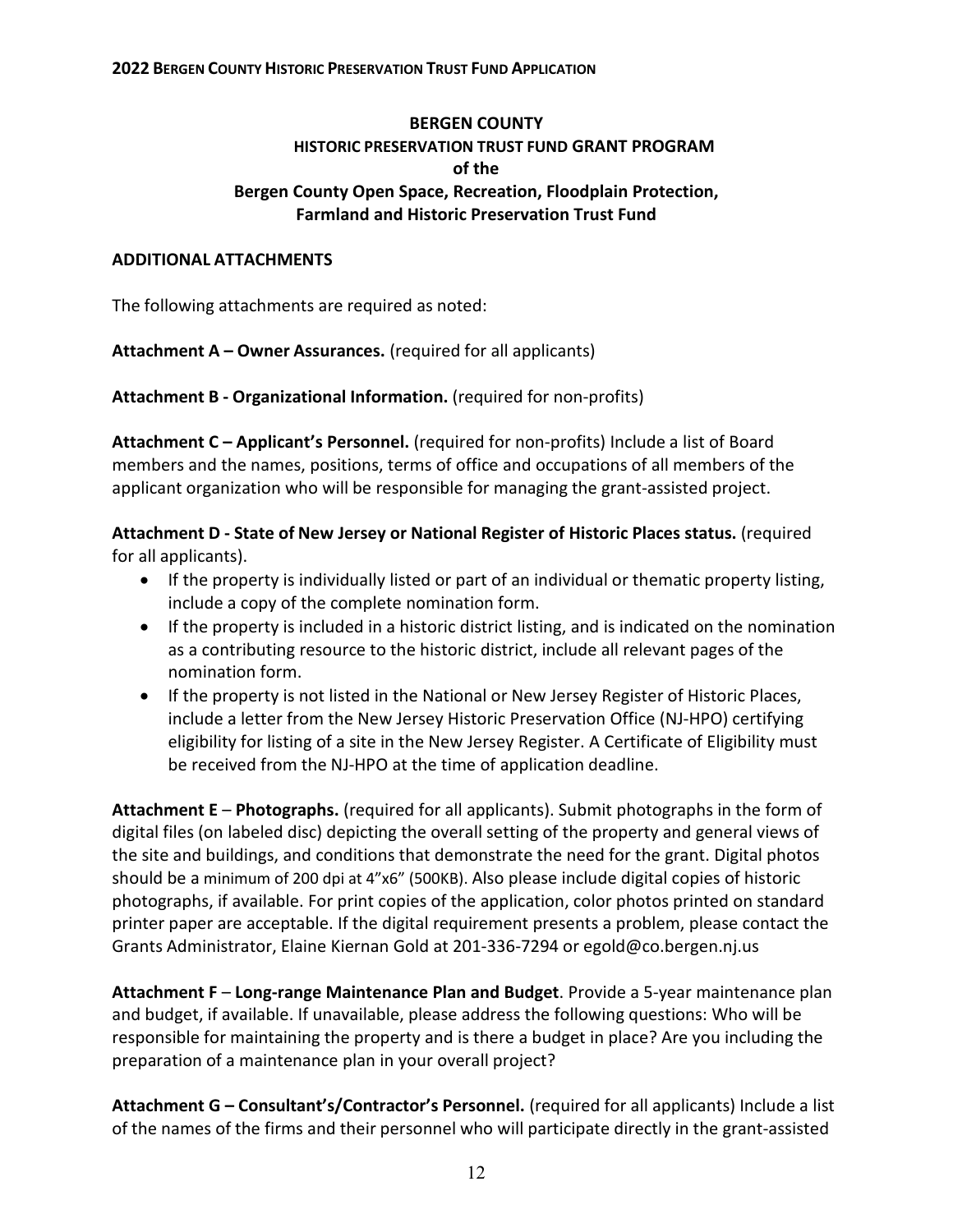**BERGEN COUNTY**
**HISTORIC PRESERVATION TRUST FUND GRANT PROGRAM**
**of the**
**Bergen County Open Space, Recreation, Floodplain Protection, Farmland and Historic Preservation Trust Fund**

## ADDITIONAL ATTACHMENTS

The following attachments are required as noted:

**Attachment A – Owner Assurances.** (required for all applicants)

**Attachment B - Organizational Information.** (required for non-profits)

**Attachment C – Applicant's Personnel.** (required for non-profits) Include a list of Board members and the names, positions, terms of office and occupations of all members of the applicant organization who will be responsible for managing the grant-assisted project.

**Attachment D - State of New Jersey or National Register of Historic Places status.** (required for all applicants).

- If the property is individually listed or part of an individual or thematic property listing, include a copy of the complete nomination form.
- If the property is included in a historic district listing, and is indicated on the nomination as a contributing resource to the historic district, include all relevant pages of the nomination form.
- If the property is not listed in the National or New Jersey Register of Historic Places, include a letter from the New Jersey Historic Preservation Office (NJ-HPO) certifying eligibility for listing of a site in the New Jersey Register. A Certificate of Eligibility must be received from the NJ-HPO at the time of application deadline.

**Attachment E** – **Photographs.** (required for all applicants). Submit photographs in the form of digital files (on labeled disc) depicting the overall setting of the property and general views of the site and buildings, and conditions that demonstrate the need for the grant. Digital photos should be a minimum of 200 dpi at 4"x6" (500KB). Also please include digital copies of historic photographs, if available. For print copies of the application, color photos printed on standard printer paper are acceptable. If the digital requirement presents a problem, please contact the Grants Administrator, Elaine Kiernan Gold at 201-336-7294 or egold@co.bergen.nj.us

**Attachment F** – **Long-range Maintenance Plan and Budget**. Provide a 5-year maintenance plan and budget, if available. If unavailable, please address the following questions: Who will be responsible for maintaining the property and is there a budget in place? Are you including the preparation of a maintenance plan in your overall project?

**Attachment G – Consultant's/Contractor's Personnel.** (required for all applicants) Include a list of the names of the firms and their personnel who will participate directly in the grant-assisted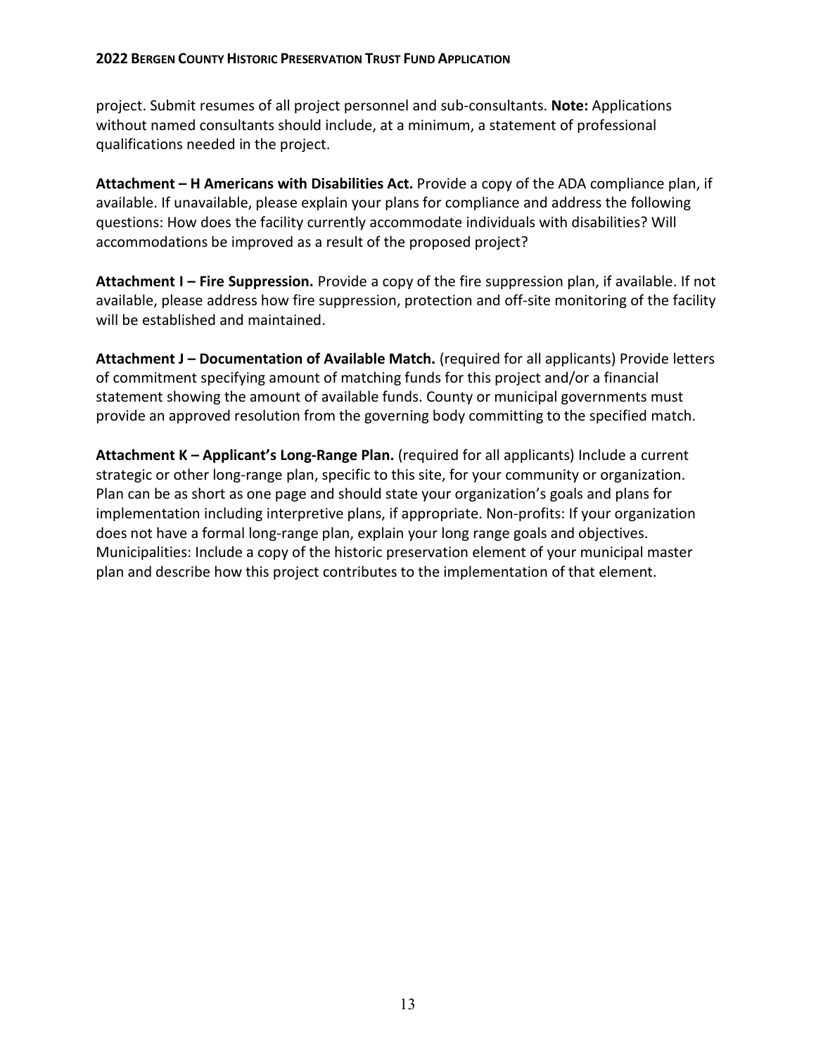project. Submit resumes of all project personnel and sub-consultants. **Note:** Applications without named consultants should include, at a minimum, a statement of professional qualifications needed in the project.

**Attachment – H Americans with Disabilities Act.** Provide a copy of the ADA compliance plan, if available. If unavailable, please explain your plans for compliance and address the following questions: How does the facility currently accommodate individuals with disabilities? Will accommodations be improved as a result of the proposed project?

**Attachment I – Fire Suppression.** Provide a copy of the fire suppression plan, if available. If not available, please address how fire suppression, protection and off-site monitoring of the facility will be established and maintained.

**Attachment J – Documentation of Available Match.** (required for all applicants) Provide letters of commitment specifying amount of matching funds for this project and/or a financial statement showing the amount of available funds. County or municipal governments must provide an approved resolution from the governing body committing to the specified match.

**Attachment K – Applicant's Long-Range Plan.** (required for all applicants) Include a current strategic or other long-range plan, specific to this site, for your community or organization. Plan can be as short as one page and should state your organization's goals and plans for implementation including interpretive plans, if appropriate. Non-profits: If your organization does not have a formal long-range plan, explain your long range goals and objectives. Municipalities: Include a copy of the historic preservation element of your municipal master plan and describe how this project contributes to the implementation of that element.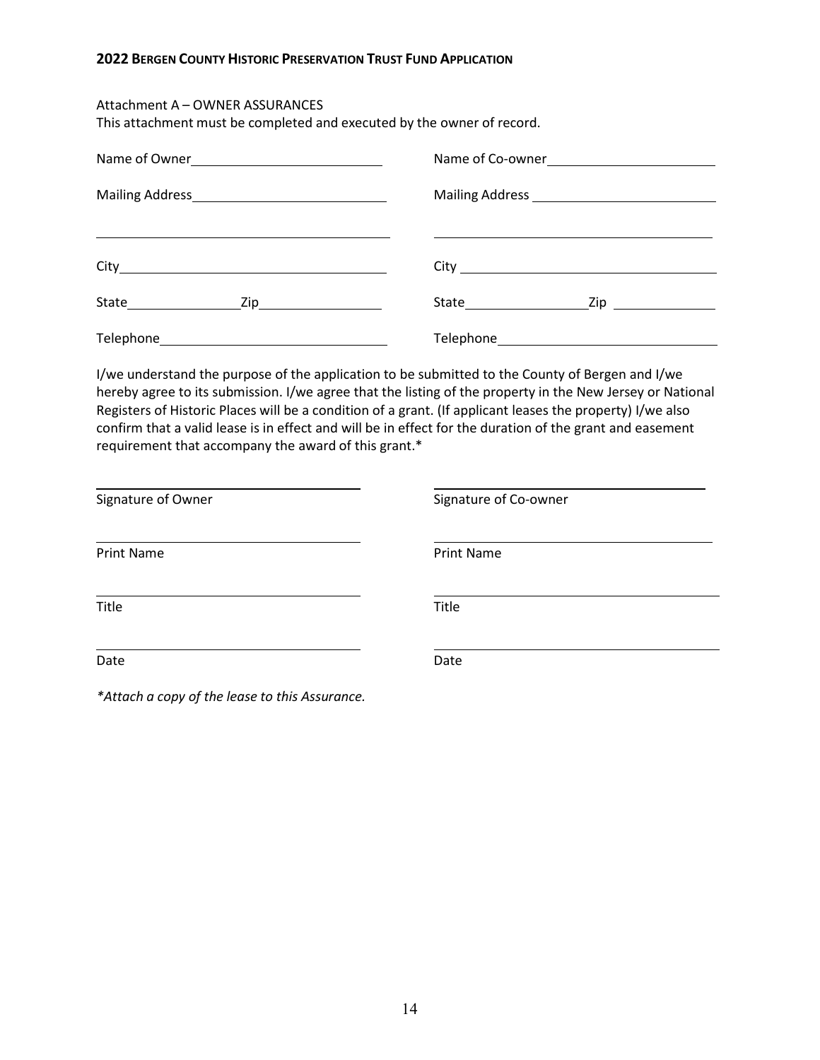Attachment A – OWNER ASSURANCES

This attachment must be completed and executed by the owner of record.

| | |
|---|---|
| Name of Owner\_\_\_\_\_\_\_\_\_\_\_\_\_\_\_\_\_\_\_\_\_\_\_\_ | Name of Co-owner\_\_\_\_\_\_\_\_\_\_\_\_\_\_\_\_\_\_\_\_\_\_\_\_ |
| Mailing Address\_\_\_\_\_\_\_\_\_\_\_\_\_\_\_\_\_\_\_\_\_\_\_\_ | Mailing Address\_\_\_\_\_\_\_\_\_\_\_\_\_\_\_\_\_\_\_\_\_\_\_\_ |
| \_\_\_\_\_\_\_\_\_\_\_\_\_\_\_\_\_\_\_\_\_\_\_\_\_\_\_\_\_\_\_\_ | \_\_\_\_\_\_\_\_\_\_\_\_\_\_\_\_\_\_\_\_\_\_\_\_\_\_\_\_\_\_\_\_ |
| City\_\_\_\_\_\_\_\_\_\_\_\_\_\_\_\_\_\_\_\_\_\_\_\_ | City\_\_\_\_\_\_\_\_\_\_\_\_\_\_\_\_\_\_\_\_\_\_\_\_ |
| State\_\_\_\_\_\_\_\_\_\_\_\_ Zip\_\_\_\_\_\_\_\_\_\_\_\_ | State\_\_\_\_\_\_\_\_\_\_\_\_ Zip\_\_\_\_\_\_\_\_\_\_\_\_ |
| Telephone\_\_\_\_\_\_\_\_\_\_\_\_\_\_\_\_\_\_\_\_\_\_\_\_ | Telephone\_\_\_\_\_\_\_\_\_\_\_\_\_\_\_\_\_\_\_\_\_\_\_\_ |

I/we understand the purpose of the application to be submitted to the County of Bergen and I/we hereby agree to its submission. I/we agree that the listing of the property in the New Jersey or National Registers of Historic Places will be a condition of a grant. (If applicant leases the property) I/we also confirm that a valid lease is in effect and will be in effect for the duration of the grant and easement requirement that accompany the award of this grant.*

| | |
|---|---|
| \_\_\_\_\_\_\_\_\_\_\_\_\_\_\_\_\_\_\_\_\_\_\_\_\_\_\_\_\_\_\_\_ | \_\_\_\_\_\_\_\_\_\_\_\_\_\_\_\_\_\_\_\_\_\_\_\_\_\_\_\_\_\_\_\_ |
| Signature of Owner | Signature of Co-owner |
| \_\_\_\_\_\_\_\_\_\_\_\_\_\_\_\_\_\_\_\_\_\_\_\_\_\_\_\_\_\_\_\_ | \_\_\_\_\_\_\_\_\_\_\_\_\_\_\_\_\_\_\_\_\_\_\_\_\_\_\_\_\_\_\_\_ |
| Print Name | Print Name |
| \_\_\_\_\_\_\_\_\_\_\_\_\_\_\_\_\_\_\_\_\_\_\_\_\_\_\_\_\_\_\_\_ | \_\_\_\_\_\_\_\_\_\_\_\_\_\_\_\_\_\_\_\_\_\_\_\_\_\_\_\_\_\_\_\_ |
| Title | Title |
| \_\_\_\_\_\_\_\_\_\_\_\_\_\_\_\_\_\_\_\_\_\_\_\_\_\_\_\_\_\_\_\_ | \_\_\_\_\_\_\_\_\_\_\_\_\_\_\_\_\_\_\_\_\_\_\_\_\_\_\_\_\_\_\_\_ |
| Date | Date |

*\*Attach a copy of the lease to this Assurance.*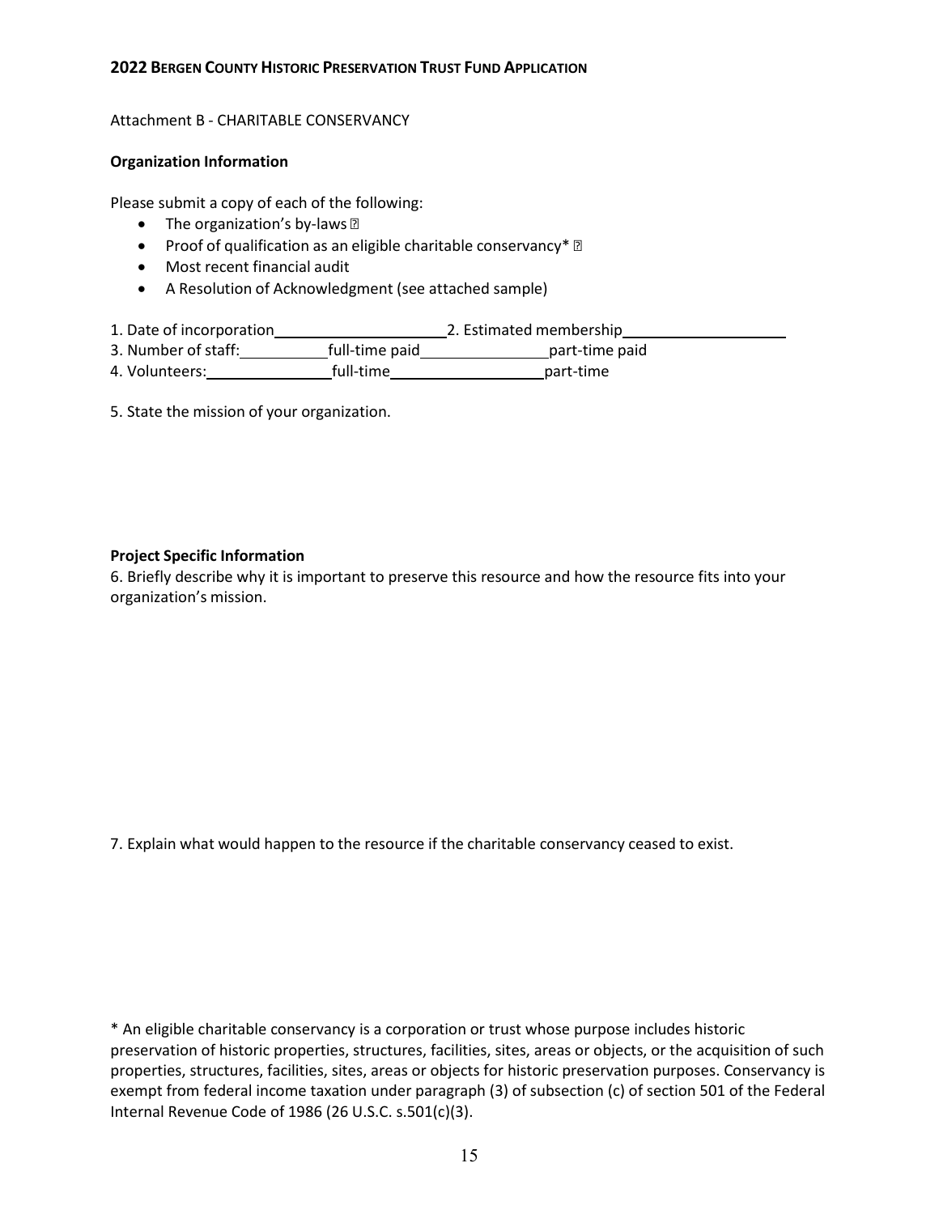## 2022 BERGEN COUNTY HISTORIC PRESERVATION TRUST FUND APPLICATION

Attachment B - CHARITABLE CONSERVANCY

**Organization Information**

Please submit a copy of each of the following:

- The organization's by-laws ☐
- Proof of qualification as an eligible charitable conservancy* ☐
- Most recent financial audit
- A Resolution of Acknowledgment (see attached sample)

1. Date of incorporation\_\_\_\_\_\_\_\_\_\_\_\_\_\_\_\_\_\_\_\_ 2. Estimated membership\_\_\_\_\_\_\_\_\_\_\_\_\_\_\_\_\_\_\_\_

3. Number of staff:\_\_\_\_\_\_\_\_\_\_ full-time paid\_\_\_\_\_\_\_\_\_\_\_\_\_\_ part-time paid

4. Volunteers:\_\_\_\_\_\_\_\_\_\_\_\_\_\_ full-time\_\_\_\_\_\_\_\_\_\_\_\_\_\_\_\_\_\_ part-time

5. State the mission of your organization.

**Project Specific Information**

6. Briefly describe why it is important to preserve this resource and how the resource fits into your organization's mission.

7. Explain what would happen to the resource if the charitable conservancy ceased to exist.

* An eligible charitable conservancy is a corporation or trust whose purpose includes historic preservation of historic properties, structures, facilities, sites, areas or objects, or the acquisition of such properties, structures, facilities, sites, areas or objects for historic preservation purposes. Conservancy is exempt from federal income taxation under paragraph (3) of subsection (c) of section 501 of the Federal Internal Revenue Code of 1986 (26 U.S.C. s.501(c)(3).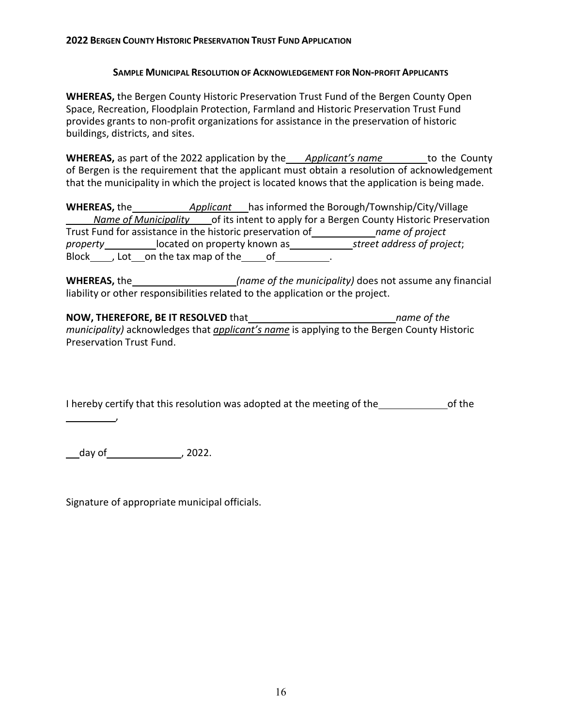**SAMPLE MUNICIPAL RESOLUTION OF ACKNOWLEDGEMENT FOR NON-PROFIT APPLICANTS**

**WHEREAS,** the Bergen County Historic Preservation Trust Fund of the Bergen County Open Space, Recreation, Floodplain Protection, Farmland and Historic Preservation Trust Fund provides grants to non-profit organizations for assistance in the preservation of historic buildings, districts, and sites.

**WHEREAS,** as part of the 2022 application by the ___*Applicant's name*___ to the County of Bergen is the requirement that the applicant must obtain a resolution of acknowledgement that the municipality in which the project is located knows that the application is being made.

**WHEREAS,** the ___*Applicant*___ has informed the Borough/Township/City/Village ___*Name of Municipality*___ of its intent to apply for a Bergen County Historic Preservation Trust Fund for assistance in the historic preservation of ___*name of project property*___ located on property known as ___*street address of project*; Block ___, Lot ___ on the tax map of the ___ of ___.

**WHEREAS,** the ___ *(name of the municipality)* does not assume any financial liability or other responsibilities related to the application or the project.

**NOW, THEREFORE, BE IT RESOLVED** that ___ *name of the municipality)* acknowledges that ***applicant's name*** is applying to the Bergen County Historic Preservation Trust Fund.

I hereby certify that this resolution was adopted at the meeting of the ___ of the ___,

___ day of ___, 2022.

Signature of appropriate municipal officials.